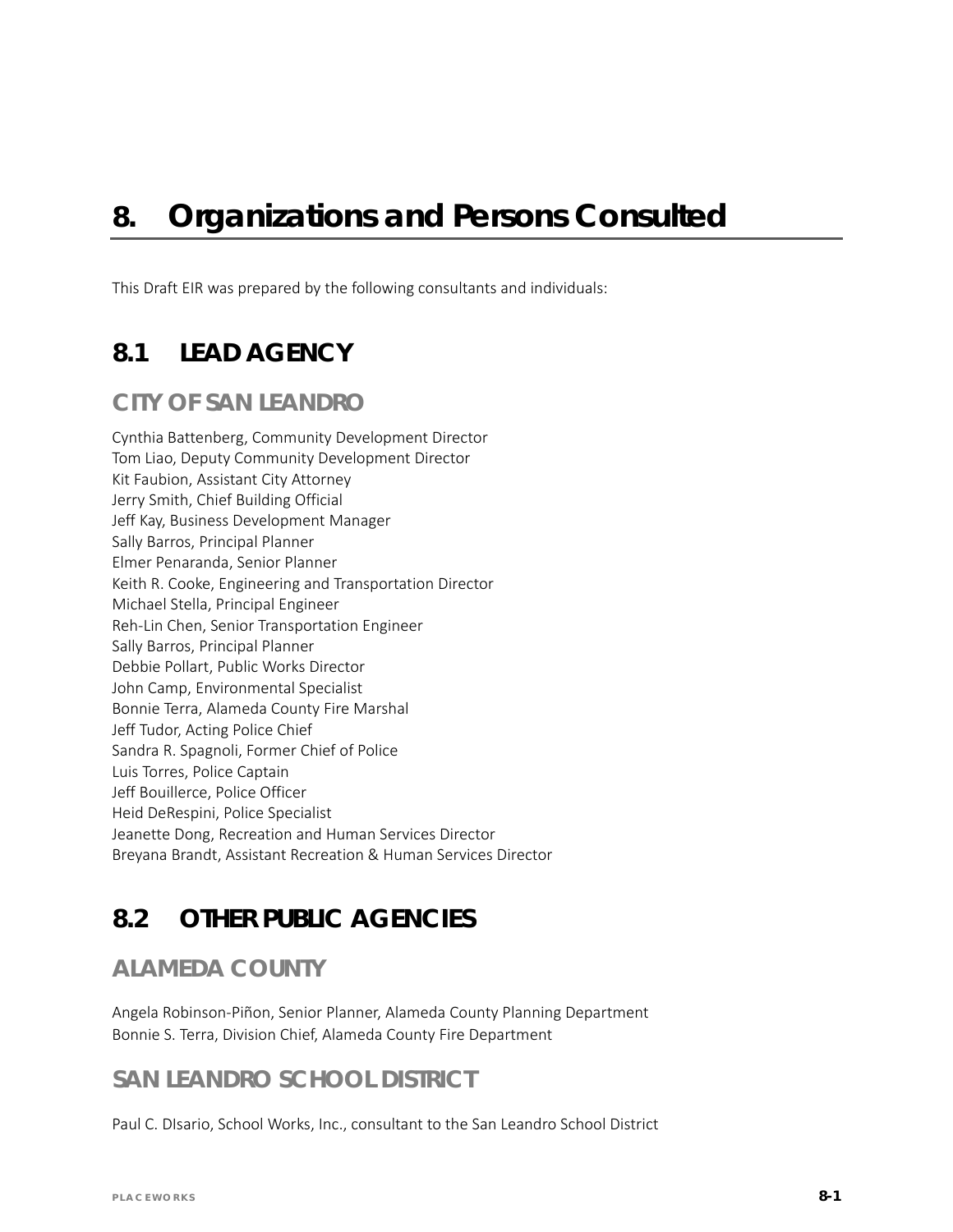# 8. Organizations and Persons Consulted

This Draft EIR was prepared by the following consultants and individuals:

## 8.1 LEAD AGENCY

### CITY OF SAN LEANDRO

Cynthia Battenberg, Community Development Director
Tom Liao, Deputy Community Development Director
Kit Faubion, Assistant City Attorney
Jerry Smith, Chief Building Official
Jeff Kay, Business Development Manager
Sally Barros, Principal Planner
Elmer Penaranda, Senior Planner
Keith R. Cooke, Engineering and Transportation Director
Michael Stella, Principal Engineer
Reh-Lin Chen, Senior Transportation Engineer
Sally Barros, Principal Planner
Debbie Pollart, Public Works Director
John Camp, Environmental Specialist
Bonnie Terra, Alameda County Fire Marshal
Jeff Tudor, Acting Police Chief
Sandra R. Spagnoli, Former Chief of Police
Luis Torres, Police Captain
Jeff Bouillerce, Police Officer
Heid DeRespini, Police Specialist
Jeanette Dong, Recreation and Human Services Director
Breyana Brandt, Assistant Recreation & Human Services Director

## 8.2 OTHER PUBLIC AGENCIES

### ALAMEDA COUNTY

Angela Robinson-Piñon, Senior Planner, Alameda County Planning Department
Bonnie S. Terra, Division Chief, Alameda County Fire Department

### SAN LEANDRO SCHOOL DISTRICT

Paul C. DIsario, School Works, Inc., consultant to the San Leandro School District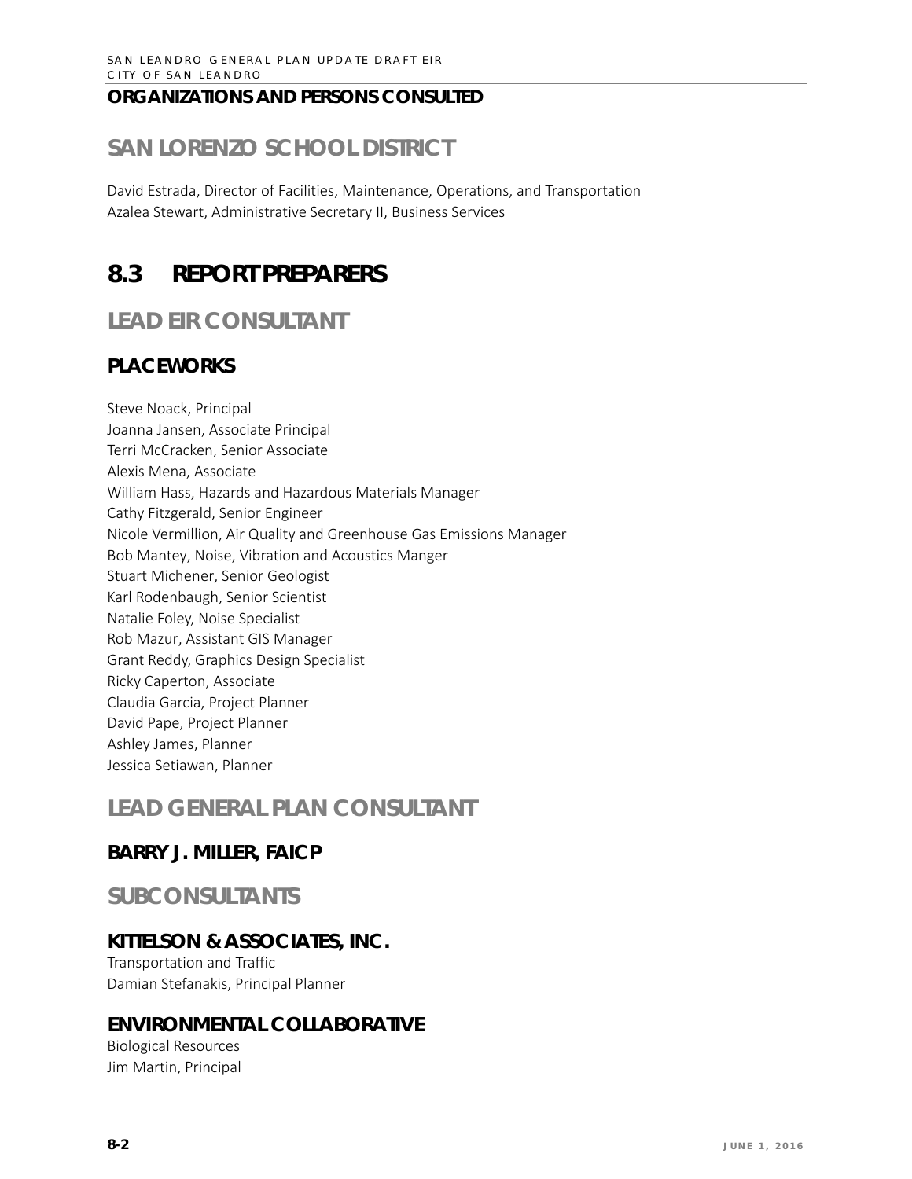**ORGANIZATIONS AND PERSONS CONSULTED**

## SAN LORENZO SCHOOL DISTRICT

David Estrada, Director of Facilities, Maintenance, Operations, and Transportation
Azalea Stewart, Administrative Secretary II, Business Services

# 8.3 REPORT PREPARERS

## LEAD EIR CONSULTANT

### PLACEWORKS

Steve Noack, Principal
Joanna Jansen, Associate Principal
Terri McCracken, Senior Associate
Alexis Mena, Associate
William Hass, Hazards and Hazardous Materials Manager
Cathy Fitzgerald, Senior Engineer
Nicole Vermillion, Air Quality and Greenhouse Gas Emissions Manager
Bob Mantey, Noise, Vibration and Acoustics Manger
Stuart Michener, Senior Geologist
Karl Rodenbaugh, Senior Scientist
Natalie Foley, Noise Specialist
Rob Mazur, Assistant GIS Manager
Grant Reddy, Graphics Design Specialist
Ricky Caperton, Associate
Claudia Garcia, Project Planner
David Pape, Project Planner
Ashley James, Planner
Jessica Setiawan, Planner

## LEAD GENERAL PLAN CONSULTANT

### BARRY J. MILLER, FAICP

## SUBCONSULTANTS

### KITTELSON & ASSOCIATES, INC.

Transportation and Traffic
Damian Stefanakis, Principal Planner

### ENVIRONMENTAL COLLABORATIVE

Biological Resources
Jim Martin, Principal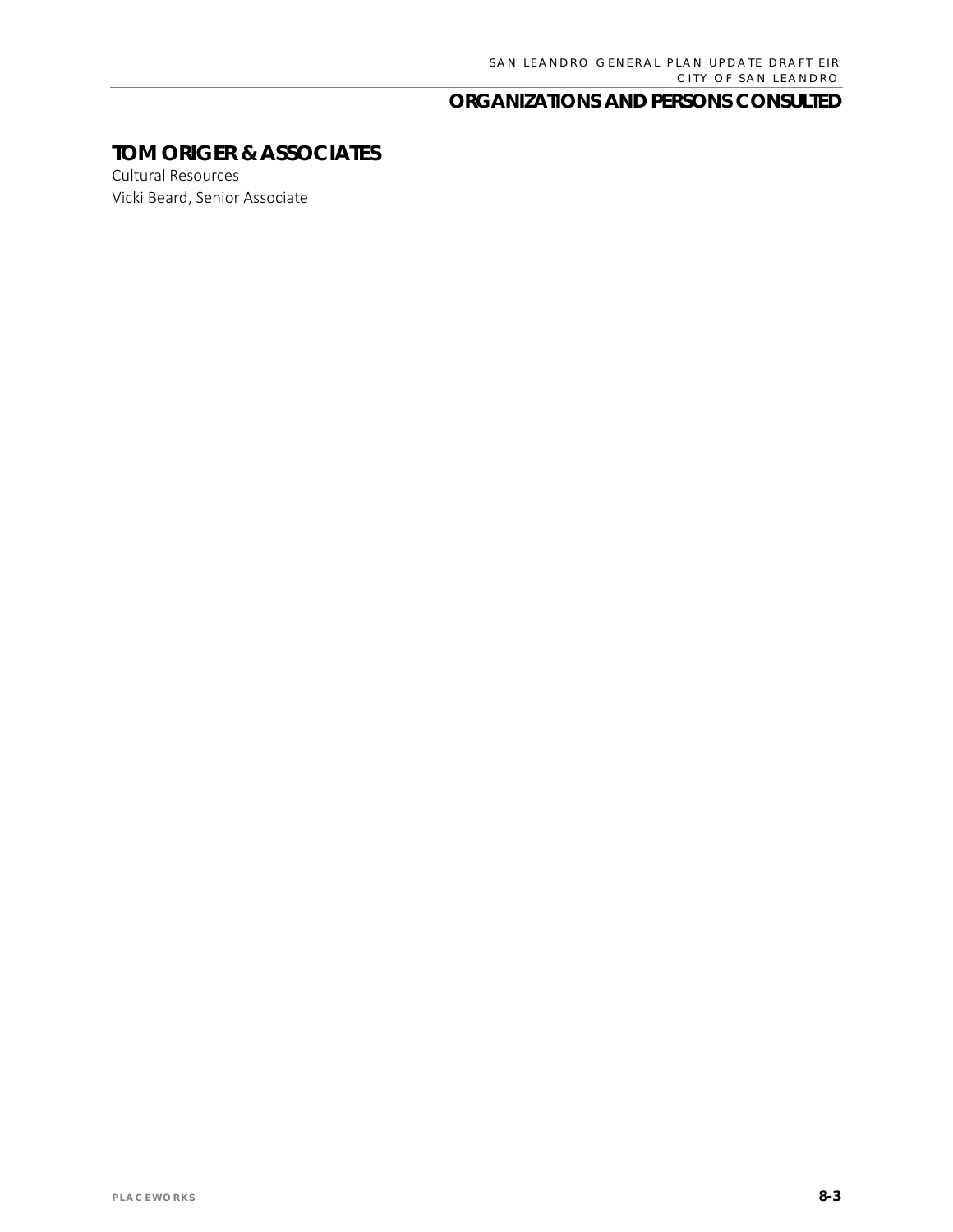## TOM ORIGER & ASSOCIATES

Cultural Resources

Vicki Beard, Senior Associate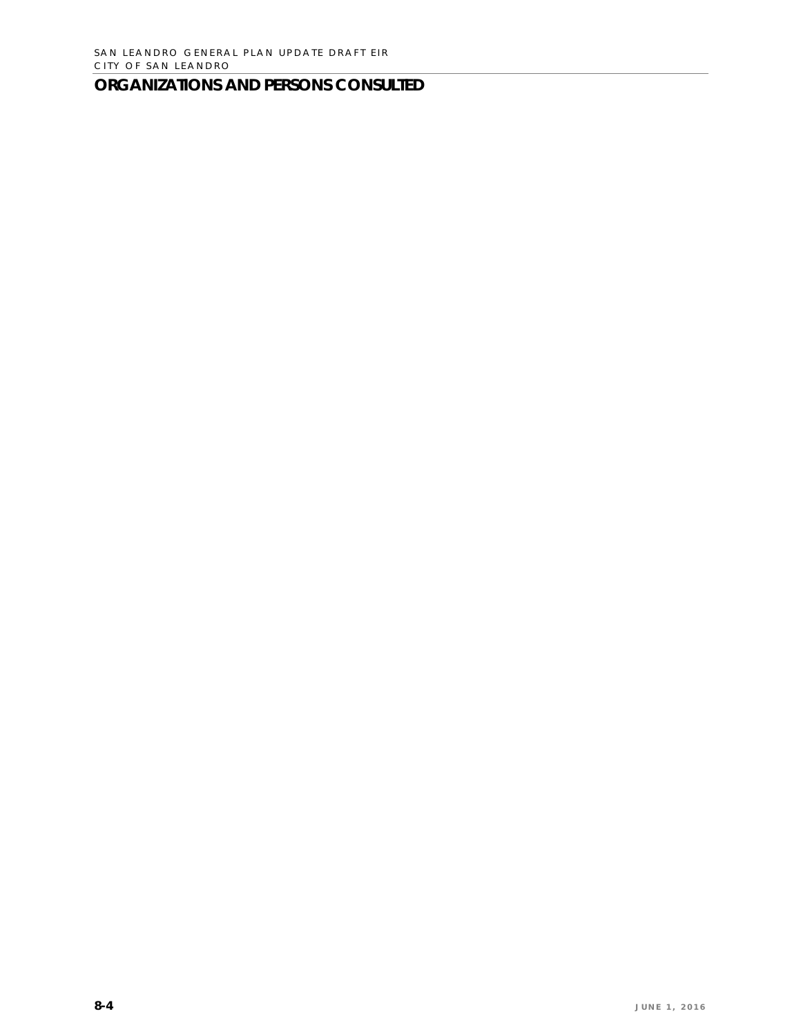# ORGANIZATIONS AND PERSONS CONSULTED